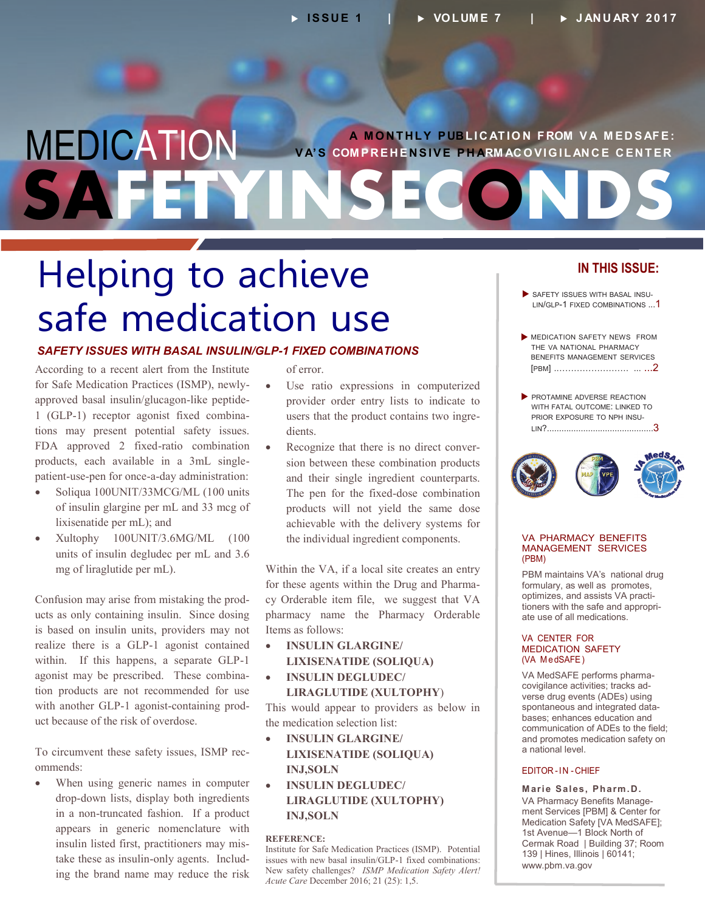ISSUE 1 | VOLUME 7 | JANUARY 2017

# MEDICATION SAFETY IN SECONDS

A MONTHLY PUBLICATION FROM VA MEDSAFE: VA'S COMPREHENSIVE PHARMACOVIGILANCE CENTER

# Helping to achieve safe medication use

## *SAFETY ISSUES WITH BASAL INSULIN/GLP-1 FIXED COMBINATIONS*

According to a recent alert from the Institute for Safe Medication Practices (ISMP), newly-approved basal insulin/glucagon-like peptide-1 (GLP-1) receptor agonist fixed combinations may present potential safety issues. FDA approved 2 fixed-ratio combination products, each available in a 3mL single-patient-use-pen for once-a-day administration:

- Soliqua 100UNIT/33MCG/ML (100 units of insulin glargine per mL and 33 mcg of lixisenatide per mL); and
- Xultophy 100UNIT/3.6MG/ML (100 units of insulin degludec per mL and 3.6 mg of liraglutide per mL).

Confusion may arise from mistaking the products as only containing insulin. Since dosing is based on insulin units, providers may not realize there is a GLP-1 agonist contained within. If this happens, a separate GLP-1 agonist may be prescribed. These combination products are not recommended for use with another GLP-1 agonist-containing product because of the risk of overdose.

To circumvent these safety issues, ISMP recommends:

- When using generic names in computer drop-down lists, display both ingredients in a non-truncated fashion. If a product appears in generic nomenclature with insulin listed first, practitioners may mistake these as insulin-only agents. Including the brand name may reduce the risk of error.
- Use ratio expressions in computerized provider order entry lists to indicate to users that the product contains two ingredients.
- Recognize that there is no direct conversion between these combination products and their single ingredient counterparts. The pen for the fixed-dose combination products will not yield the same dose achievable with the delivery systems for the individual ingredient components.

Within the VA, if a local site creates an entry for these agents within the Drug and Pharmacy Orderable item file, we suggest that VA pharmacy name the Pharmacy Orderable Items as follows:

- **INSULIN GLARGINE/ LIXISENATIDE (SOLIQUA)**
- **INSULIN DEGLUDEC/ LIRAGLUTIDE (XULTOPHY)**

This would appear to providers as below in the medication selection list:

- **INSULIN GLARGINE/ LIXISENATIDE (SOLIQUA) INJ,SOLN**
- **INSULIN DEGLUDEC/ LIRAGLUTIDE (XULTOPHY) INJ,SOLN**

**REFERENCE:**
Institute for Safe Medication Practices (ISMP). Potential issues with new basal insulin/GLP-1 fixed combinations: New safety challenges? *ISMP Medication Safety Alert! Acute Care* December 2016; 21 (25): 1,5.

---

### IN THIS ISSUE:

- SAFETY ISSUES WITH BASAL INSULIN/GLP-1 FIXED COMBINATIONS ...1
- MEDICATION SAFETY NEWS FROM THE VA NATIONAL PHARMACY BENEFITS MANAGEMENT SERVICES [PBM] ............................ ... ...2
- PROTAMINE ADVERSE REACTION WITH FATAL OUTCOME: LINKED TO PRIOR EXPOSURE TO NPH INSULIN?............................................3

**VA PHARMACY BENEFITS MANAGEMENT SERVICES (PBM)**

PBM maintains VA's national drug formulary, as well as promotes, optimizes, and assists VA practitioners with the safe and appropriate use of all medications.

**VA CENTER FOR MEDICATION SAFETY (VA MedSAFE)**

VA MedSAFE performs pharmacovigilance activities; tracks adverse drug events (ADEs) using spontaneous and integrated databases; enhances education and communication of ADEs to the field; and promotes medication safety on a national level.

**EDITOR-IN-CHIEF**

**Marie Sales, Pharm.D.**
VA Pharmacy Benefits Management Services [PBM] & Center for Medication Safety [VA MedSAFE]; 1st Avenue—1 Block North of Cermak Road | Building 37; Room 139 | Hines, Illinois | 60141; www.pbm.va.gov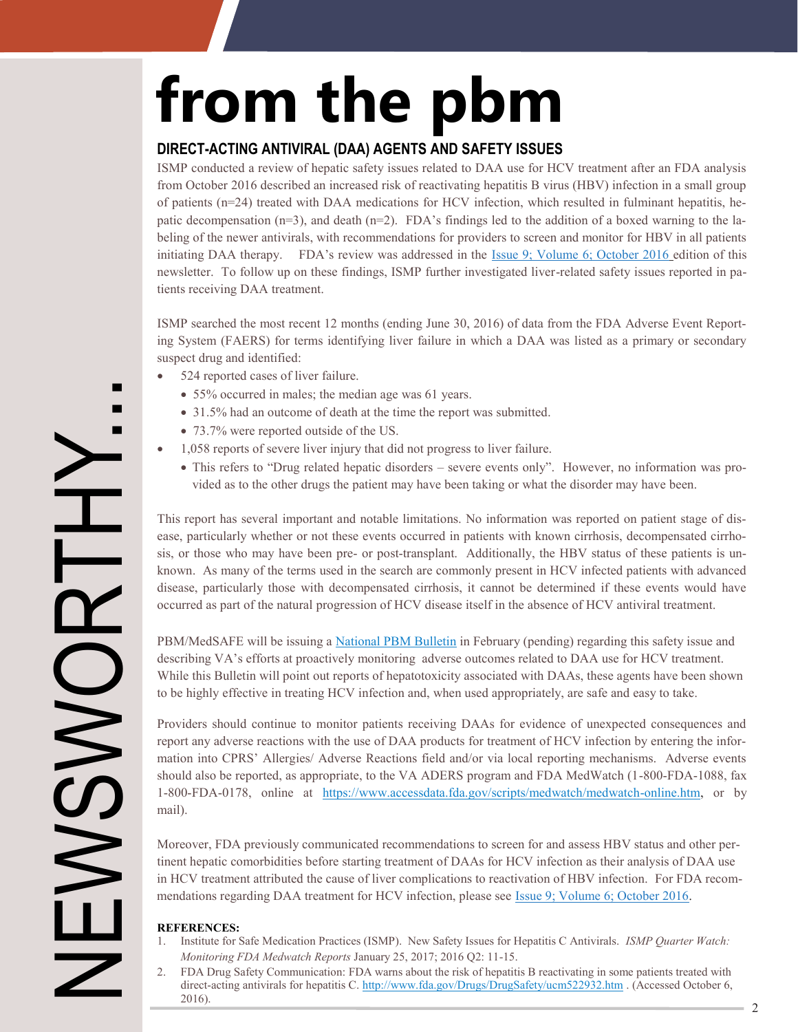# from the pbm

NEWSWORTHY...

## DIRECT-ACTING ANTIVIRAL (DAA) AGENTS AND SAFETY ISSUES

ISMP conducted a review of hepatic safety issues related to DAA use for HCV treatment after an FDA analysis from October 2016 described an increased risk of reactivating hepatitis B virus (HBV) infection in a small group of patients (n=24) treated with DAA medications for HCV infection, which resulted in fulminant hepatitis, hepatic decompensation (n=3), and death (n=2). FDA's findings led to the addition of a boxed warning to the labeling of the newer antivirals, with recommendations for providers to screen and monitor for HBV in all patients initiating DAA therapy. FDA's review was addressed in the Issue 9; Volume 6; October 2016 edition of this newsletter. To follow up on these findings, ISMP further investigated liver-related safety issues reported in patients receiving DAA treatment.

ISMP searched the most recent 12 months (ending June 30, 2016) of data from the FDA Adverse Event Reporting System (FAERS) for terms identifying liver failure in which a DAA was listed as a primary or secondary suspect drug and identified:

- 524 reported cases of liver failure.
  - 55% occurred in males; the median age was 61 years.
  - 31.5% had an outcome of death at the time the report was submitted.
  - 73.7% were reported outside of the US.
- 1,058 reports of severe liver injury that did not progress to liver failure.
  - This refers to "Drug related hepatic disorders – severe events only". However, no information was provided as to the other drugs the patient may have been taking or what the disorder may have been.

This report has several important and notable limitations. No information was reported on patient stage of disease, particularly whether or not these events occurred in patients with known cirrhosis, decompensated cirrhosis, or those who may have been pre- or post-transplant. Additionally, the HBV status of these patients is unknown. As many of the terms used in the search are commonly present in HCV infected patients with advanced disease, particularly those with decompensated cirrhosis, it cannot be determined if these events would have occurred as part of the natural progression of HCV disease itself in the absence of HCV antiviral treatment.

PBM/MedSAFE will be issuing a National PBM Bulletin in February (pending) regarding this safety issue and describing VA's efforts at proactively monitoring adverse outcomes related to DAA use for HCV treatment. While this Bulletin will point out reports of hepatotoxicity associated with DAAs, these agents have been shown to be highly effective in treating HCV infection and, when used appropriately, are safe and easy to take.

Providers should continue to monitor patients receiving DAAs for evidence of unexpected consequences and report any adverse reactions with the use of DAA products for treatment of HCV infection by entering the information into CPRS' Allergies/ Adverse Reactions field and/or via local reporting mechanisms. Adverse events should also be reported, as appropriate, to the VA ADERS program and FDA MedWatch (1-800-FDA-1088, fax 1-800-FDA-0178, online at https://www.accessdata.fda.gov/scripts/medwatch/medwatch-online.htm, or by mail).

Moreover, FDA previously communicated recommendations to screen for and assess HBV status and other pertinent hepatic comorbidities before starting treatment of DAAs for HCV infection as their analysis of DAA use in HCV treatment attributed the cause of liver complications to reactivation of HBV infection. For FDA recommendations regarding DAA treatment for HCV infection, please see Issue 9; Volume 6; October 2016.

**REFERENCES:**

1. Institute for Safe Medication Practices (ISMP). New Safety Issues for Hepatitis C Antivirals. *ISMP Quarter Watch: Monitoring FDA Medwatch Reports* January 25, 2017; 2016 Q2: 11-15.
2. FDA Drug Safety Communication: FDA warns about the risk of hepatitis B reactivating in some patients treated with direct-acting antivirals for hepatitis C. http://www.fda.gov/Drugs/DrugSafety/ucm522932.htm . (Accessed October 6, 2016).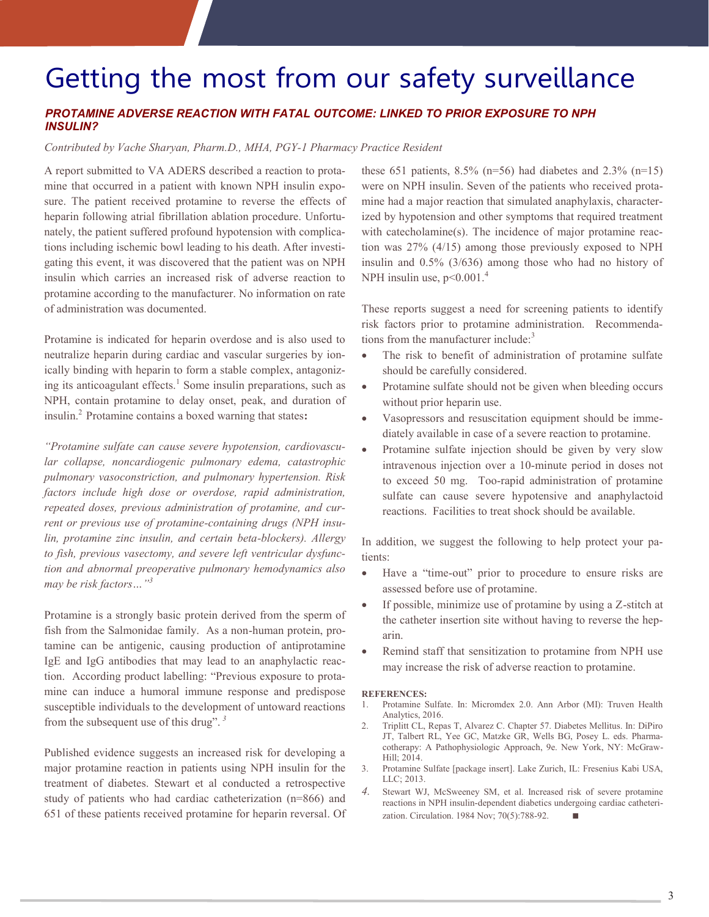# Getting the most from our safety surveillance

***PROTAMINE ADVERSE REACTION WITH FATAL OUTCOME: LINKED TO PRIOR EXPOSURE TO NPH INSULIN?***

*Contributed by Vache Sharyan, Pharm.D., MHA, PGY-1 Pharmacy Practice Resident*

A report submitted to VA ADERS described a reaction to protamine that occurred in a patient with known NPH insulin exposure. The patient received protamine to reverse the effects of heparin following atrial fibrillation ablation procedure. Unfortunately, the patient suffered profound hypotension with complications including ischemic bowl leading to his death. After investigating this event, it was discovered that the patient was on NPH insulin which carries an increased risk of adverse reaction to protamine according to the manufacturer. No information on rate of administration was documented.

Protamine is indicated for heparin overdose and is also used to neutralize heparin during cardiac and vascular surgeries by ionically binding with heparin to form a stable complex, antagonizing its anticoagulant effects.[1] Some insulin preparations, such as NPH, contain protamine to delay onset, peak, and duration of insulin.[2] Protamine contains a boxed warning that states**:**

*"Protamine sulfate can cause severe hypotension, cardiovascular collapse, noncardiogenic pulmonary edema, catastrophic pulmonary vasoconstriction, and pulmonary hypertension. Risk factors include high dose or overdose, rapid administration, repeated doses, previous administration of protamine, and current or previous use of protamine-containing drugs (NPH insulin, protamine zinc insulin, and certain beta-blockers). Allergy to fish, previous vasectomy, and severe left ventricular dysfunction and abnormal preoperative pulmonary hemodynamics also may be risk factors…"*[3]

Protamine is a strongly basic protein derived from the sperm of fish from the Salmonidae family. As a non-human protein, protamine can be antigenic, causing production of antiprotamine IgE and IgG antibodies that may lead to an anaphylactic reaction. According product labelling: "Previous exposure to protamine can induce a humoral immune response and predispose susceptible individuals to the development of untoward reactions from the subsequent use of this drug".[3]

Published evidence suggests an increased risk for developing a major protamine reaction in patients using NPH insulin for the treatment of diabetes. Stewart et al conducted a retrospective study of patients who had cardiac catheterization (n=866) and 651 of these patients received protamine for heparin reversal. Of these 651 patients, 8.5% (n=56) had diabetes and 2.3% (n=15) were on NPH insulin. Seven of the patients who received protamine had a major reaction that simulated anaphylaxis, characterized by hypotension and other symptoms that required treatment with catecholamine(s). The incidence of major protamine reaction was 27% (4/15) among those previously exposed to NPH insulin and 0.5% (3/636) among those who had no history of NPH insulin use, $p<0.001$.[4]

These reports suggest a need for screening patients to identify risk factors prior to protamine administration. Recommendations from the manufacturer include:[3]

- The risk to benefit of administration of protamine sulfate should be carefully considered.
- Protamine sulfate should not be given when bleeding occurs without prior heparin use.
- Vasopressors and resuscitation equipment should be immediately available in case of a severe reaction to protamine.
- Protamine sulfate injection should be given by very slow intravenous injection over a 10-minute period in doses not to exceed 50 mg. Too-rapid administration of protamine sulfate can cause severe hypotensive and anaphylactoid reactions. Facilities to treat shock should be available.

In addition, we suggest the following to help protect your patients:

- Have a "time-out" prior to procedure to ensure risks are assessed before use of protamine.
- If possible, minimize use of protamine by using a Z-stitch at the catheter insertion site without having to reverse the heparin.
- Remind staff that sensitization to protamine from NPH use may increase the risk of adverse reaction to protamine.

**REFERENCES:**

1. Protamine Sulfate. In: Micromdex 2.0. Ann Arbor (MI): Truven Health Analytics, 2016.
2. Triplitt CL, Repas T, Alvarez C. Chapter 57. Diabetes Mellitus. In: DiPiro JT, Talbert RL, Yee GC, Matzke GR, Wells BG, Posey L. eds. Pharmacotherapy: A Pathophysiologic Approach, 9e. New York, NY: McGraw-Hill; 2014.
3. Protamine Sulfate [package insert]. Lake Zurich, IL: Fresenius Kabi USA, LLC; 2013.
4. Stewart WJ, McSweeney SM, et al. Increased risk of severe protamine reactions in NPH insulin-dependent diabetics undergoing cardiac catheterization. Circulation. 1984 Nov; 70(5):788-92. ■